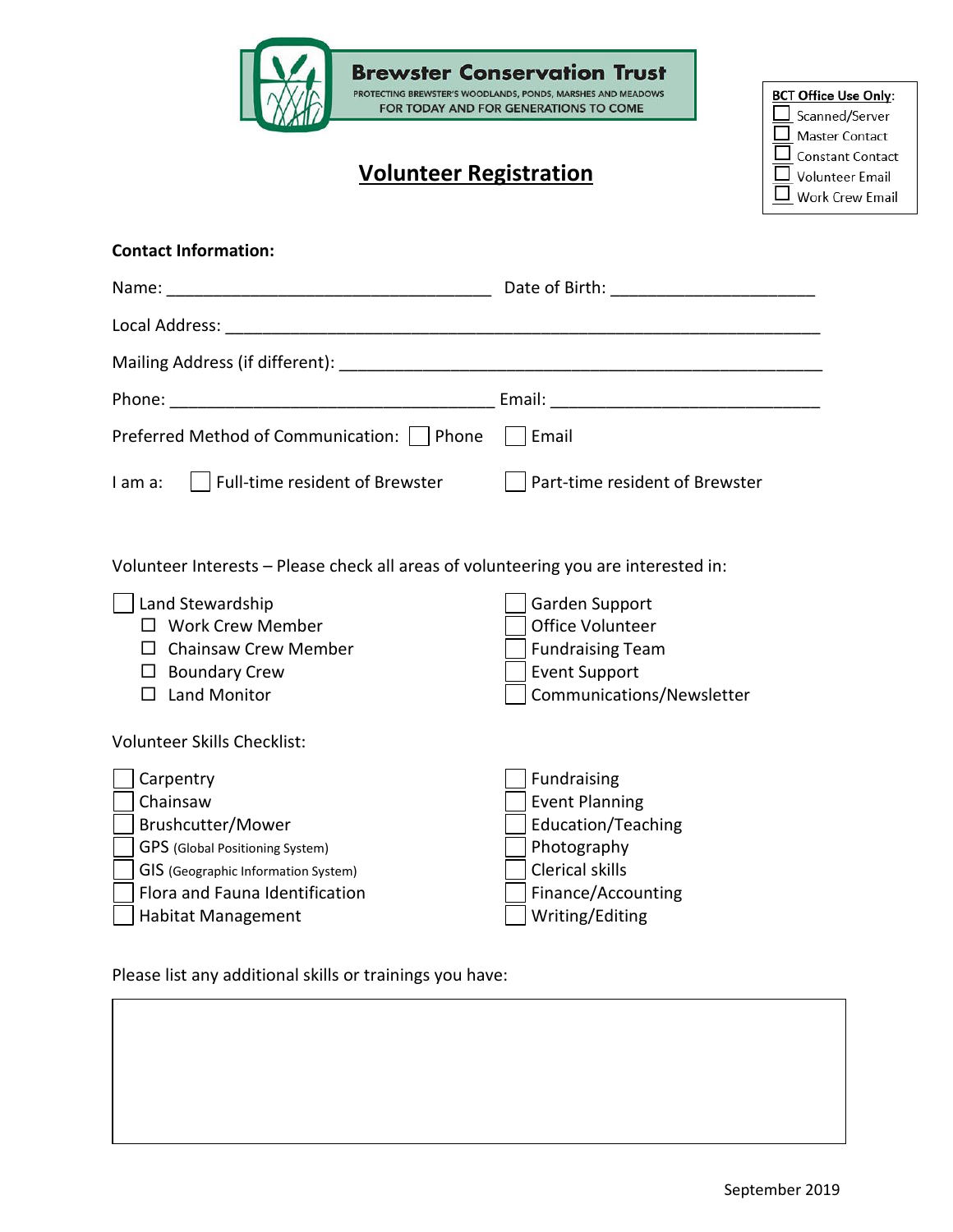**Brewster Conservation Trust**

PROTECTING BREWSTER'S WOODLANDS, PONDS, MARSHES AND MEADOWS
FOR TODAY AND FOR GENERATIONS TO COME

**BCT Office Use Only:**
- ☐ Scanned/Server
- ☐ Master Contact
- ☐ Constant Contact
- ☐ Volunteer Email
- ☐ Work Crew Email

# Volunteer Registration

**Contact Information:**

Name: ___________________________________ Date of Birth: _____________________

Local Address: _______________________________________________________________

Mailing Address (if different): _________________________________________________

Phone: ___________________________________ Email: ___________________________

Preferred Method of Communication: ☐ Phone ☐ Email

I am a: ☐ Full-time resident of Brewster ☐ Part-time resident of Brewster

Volunteer Interests – Please check all areas of volunteering you are interested in:

- ☐ Land Stewardship
  - ☐ Work Crew Member
  - ☐ Chainsaw Crew Member
  - ☐ Boundary Crew
  - ☐ Land Monitor
- ☐ Garden Support
- ☐ Office Volunteer
- ☐ Fundraising Team
- ☐ Event Support
- ☐ Communications/Newsletter

Volunteer Skills Checklist:

- ☐ Carpentry
- ☐ Chainsaw
- ☐ Brushcutter/Mower
- ☐ GPS (Global Positioning System)
- ☐ GIS (Geographic Information System)
- ☐ Flora and Fauna Identification
- ☐ Habitat Management
- ☐ Fundraising
- ☐ Event Planning
- ☐ Education/Teaching
- ☐ Photography
- ☐ Clerical skills
- ☐ Finance/Accounting
- ☐ Writing/Editing

Please list any additional skills or trainings you have:

September 2019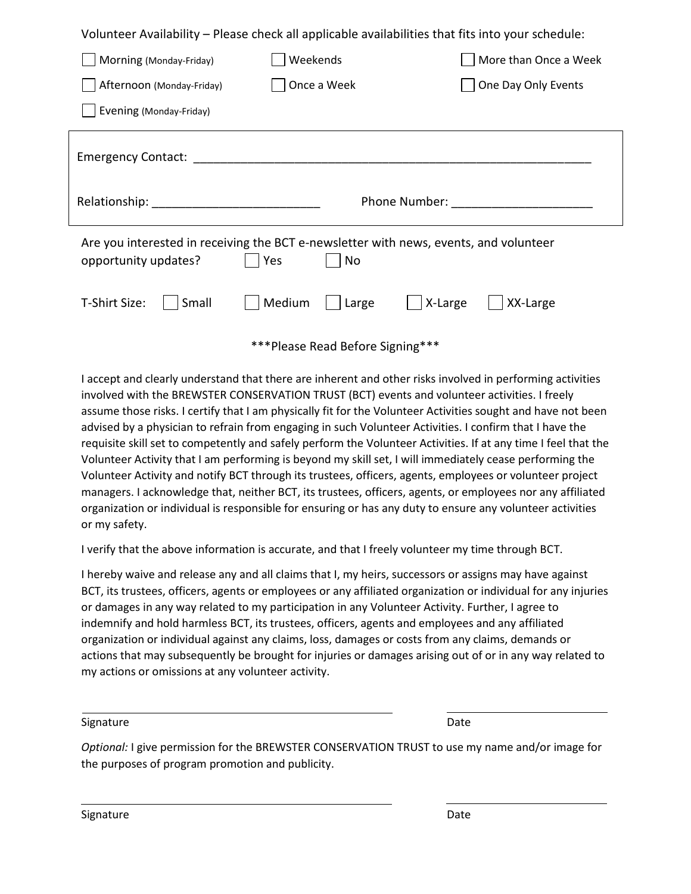Volunteer Availability – Please check all applicable availabilities that fits into your schedule:

- ☐ Morning (Monday-Friday)
- ☐ Afternoon (Monday-Friday)
- ☐ Evening (Monday-Friday)
- ☐ Weekends
- ☐ Once a Week
- ☐ More than Once a Week
- ☐ One Day Only Events

Emergency Contact: ____________________________________________________________

Relationship: ________________________ Phone Number: ____________________

Are you interested in receiving the BCT e-newsletter with news, events, and volunteer opportunity updates? ☐ Yes ☐ No

T-Shirt Size: ☐ Small ☐ Medium ☐ Large ☐ X-Large ☐ XX-Large

***Please Read Before Signing***

I accept and clearly understand that there are inherent and other risks involved in performing activities involved with the BREWSTER CONSERVATION TRUST (BCT) events and volunteer activities. I freely assume those risks. I certify that I am physically fit for the Volunteer Activities sought and have not been advised by a physician to refrain from engaging in such Volunteer Activities. I confirm that I have the requisite skill set to competently and safely perform the Volunteer Activities. If at any time I feel that the Volunteer Activity that I am performing is beyond my skill set, I will immediately cease performing the Volunteer Activity and notify BCT through its trustees, officers, agents, employees or volunteer project managers. I acknowledge that, neither BCT, its trustees, officers, agents, or employees nor any affiliated organization or individual is responsible for ensuring or has any duty to ensure any volunteer activities or my safety.

I verify that the above information is accurate, and that I freely volunteer my time through BCT.

I hereby waive and release any and all claims that I, my heirs, successors or assigns may have against BCT, its trustees, officers, agents or employees or any affiliated organization or individual for any injuries or damages in any way related to my participation in any Volunteer Activity. Further, I agree to indemnify and hold harmless BCT, its trustees, officers, agents and employees and any affiliated organization or individual against any claims, loss, damages or costs from any claims, demands or actions that may subsequently be brought for injuries or damages arising out of or in any way related to my actions or omissions at any volunteer activity.

______________________________________ ____________________

Signature Date

*Optional:* I give permission for the BREWSTER CONSERVATION TRUST to use my name and/or image for the purposes of program promotion and publicity.

______________________________________ ____________________

Signature Date